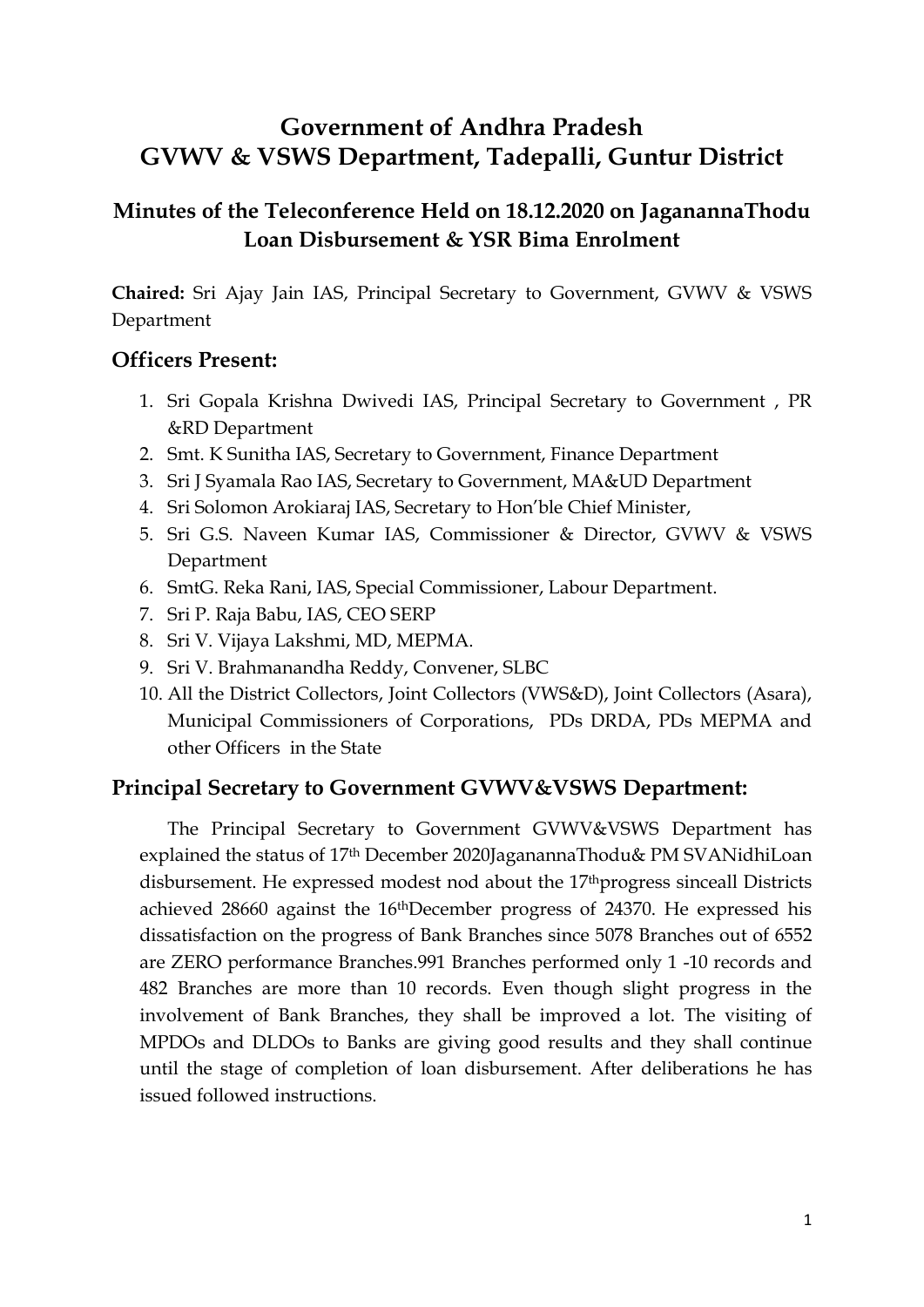# Government of Andhra Pradesh
# GVWV & VSWS Department, Tadepalli, Guntur District

## Minutes of the Teleconference Held on 18.12.2020 on JaganannaThodu Loan Disbursement & YSR Bima Enrolment

**Chaired:** Sri Ajay Jain IAS, Principal Secretary to Government, GVWV & VSWS Department

### Officers Present:

1. Sri Gopala Krishna Dwivedi IAS, Principal Secretary to Government , PR &RD Department
2. Smt. K Sunitha IAS, Secretary to Government, Finance Department
3. Sri J Syamala Rao IAS, Secretary to Government, MA&UD Department
4. Sri Solomon Arokiaraj IAS, Secretary to Hon'ble Chief Minister,
5. Sri G.S. Naveen Kumar IAS, Commissioner & Director, GVWV & VSWS Department
6. SmtG. Reka Rani, IAS, Special Commissioner, Labour Department.
7. Sri P. Raja Babu, IAS, CEO SERP
8. Sri V. Vijaya Lakshmi, MD, MEPMA.
9. Sri V. Brahmanandha Reddy, Convener, SLBC
10. All the District Collectors, Joint Collectors (VWS&D), Joint Collectors (Asara), Municipal Commissioners of Corporations, PDs DRDA, PDs MEPMA and other Officers in the State

### Principal Secretary to Government GVWV&VSWS Department:

The Principal Secretary to Government GVWV&VSWS Department has explained the status of 17th December 2020JaganannaThodu& PM SVANidhiLoan disbursement. He expressed modest nod about the 17thprogress sinceall Districts achieved 28660 against the 16thDecember progress of 24370. He expressed his dissatisfaction on the progress of Bank Branches since 5078 Branches out of 6552 are ZERO performance Branches.991 Branches performed only 1 -10 records and 482 Branches are more than 10 records. Even though slight progress in the involvement of Bank Branches, they shall be improved a lot. The visiting of MPDOs and DLDOs to Banks are giving good results and they shall continue until the stage of completion of loan disbursement. After deliberations he has issued followed instructions.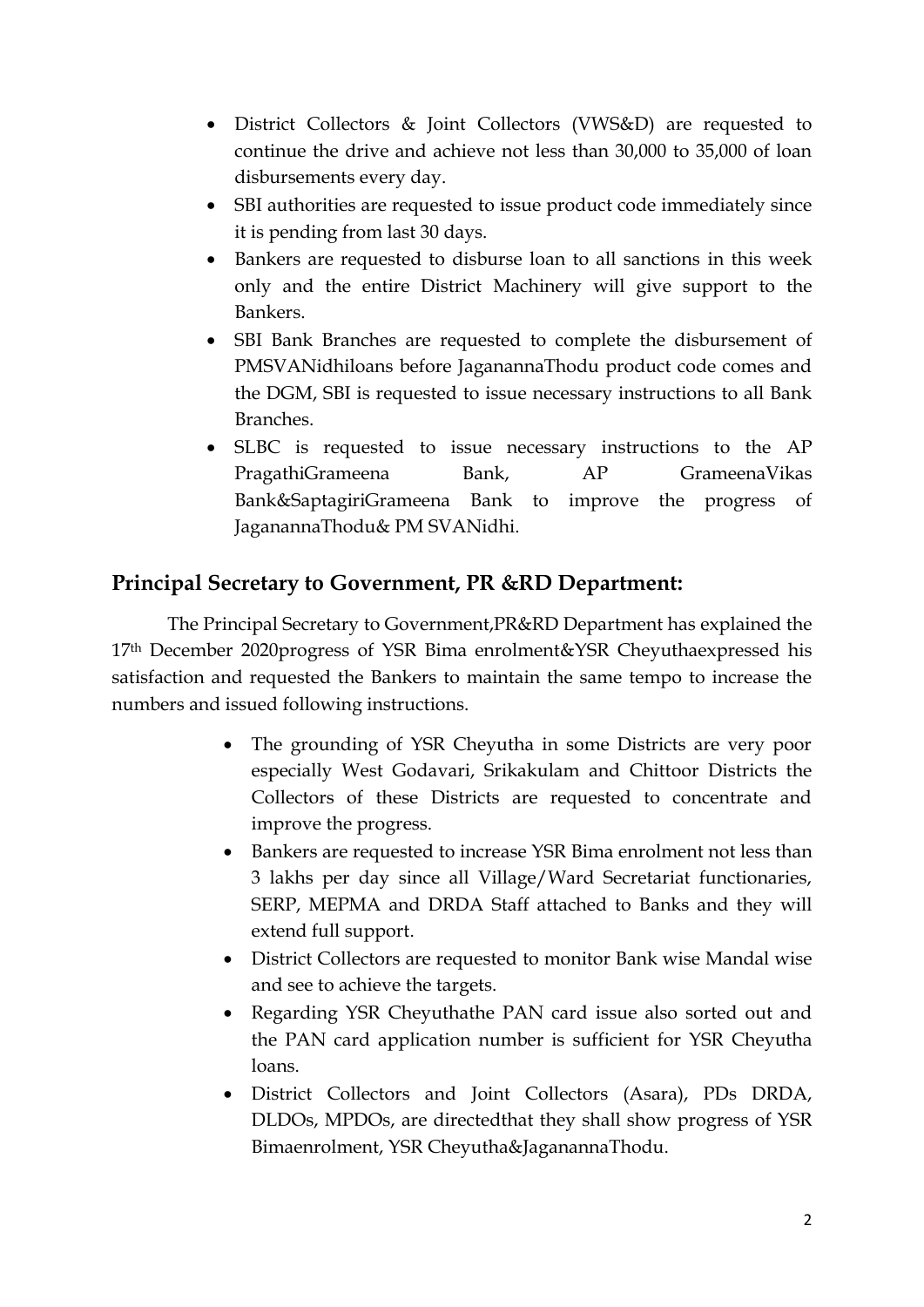- District Collectors & Joint Collectors (VWS&D) are requested to continue the drive and achieve not less than 30,000 to 35,000 of loan disbursements every day.
- SBI authorities are requested to issue product code immediately since it is pending from last 30 days.
- Bankers are requested to disburse loan to all sanctions in this week only and the entire District Machinery will give support to the Bankers.
- SBI Bank Branches are requested to complete the disbursement of PMSVANidhiloans before JaganannaThodu product code comes and the DGM, SBI is requested to issue necessary instructions to all Bank Branches.
- SLBC is requested to issue necessary instructions to the AP PragathiGrameena Bank, AP GrameenaVikas Bank&SaptagiriGrameena Bank to improve the progress of JaganannaThodu& PM SVANidhi.

## Principal Secretary to Government, PR &RD Department:

The Principal Secretary to Government,PR&RD Department has explained the 17th December 2020progress of YSR Bima enrolment&YSR Cheyuthaexpressed his satisfaction and requested the Bankers to maintain the same tempo to increase the numbers and issued following instructions.

- The grounding of YSR Cheyutha in some Districts are very poor especially West Godavari, Srikakulam and Chittoor Districts the Collectors of these Districts are requested to concentrate and improve the progress.
- Bankers are requested to increase YSR Bima enrolment not less than 3 lakhs per day since all Village/Ward Secretariat functionaries, SERP, MEPMA and DRDA Staff attached to Banks and they will extend full support.
- District Collectors are requested to monitor Bank wise Mandal wise and see to achieve the targets.
- Regarding YSR Cheyuthathe PAN card issue also sorted out and the PAN card application number is sufficient for YSR Cheyutha loans.
- District Collectors and Joint Collectors (Asara), PDs DRDA, DLDOs, MPDOs, are directedthat they shall show progress of YSR Bimaenrolment, YSR Cheyutha&JaganannaThodu.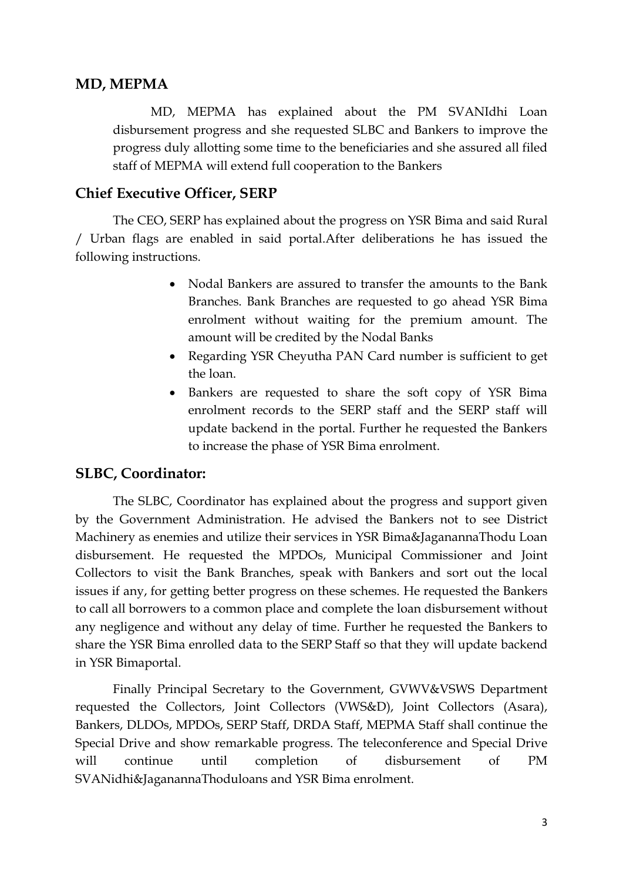## MD, MEPMA

MD, MEPMA has explained about the PM SVANIdhi Loan disbursement progress and she requested SLBC and Bankers to improve the progress duly allotting some time to the beneficiaries and she assured all filed staff of MEPMA will extend full cooperation to the Bankers

## Chief Executive Officer, SERP

The CEO, SERP has explained about the progress on YSR Bima and said Rural / Urban flags are enabled in said portal.After deliberations he has issued the following instructions.

- Nodal Bankers are assured to transfer the amounts to the Bank Branches. Bank Branches are requested to go ahead YSR Bima enrolment without waiting for the premium amount. The amount will be credited by the Nodal Banks
- Regarding YSR Cheyutha PAN Card number is sufficient to get the loan.
- Bankers are requested to share the soft copy of YSR Bima enrolment records to the SERP staff and the SERP staff will update backend in the portal. Further he requested the Bankers to increase the phase of YSR Bima enrolment.

## SLBC, Coordinator:

The SLBC, Coordinator has explained about the progress and support given by the Government Administration. He advised the Bankers not to see District Machinery as enemies and utilize their services in YSR Bima&JaganannaThodu Loan disbursement. He requested the MPDOs, Municipal Commissioner and Joint Collectors to visit the Bank Branches, speak with Bankers and sort out the local issues if any, for getting better progress on these schemes. He requested the Bankers to call all borrowers to a common place and complete the loan disbursement without any negligence and without any delay of time. Further he requested the Bankers to share the YSR Bima enrolled data to the SERP Staff so that they will update backend in YSR Bimaportal.

Finally Principal Secretary to the Government, GVWV&VSWS Department requested the Collectors, Joint Collectors (VWS&D), Joint Collectors (Asara), Bankers, DLDOs, MPDOs, SERP Staff, DRDA Staff, MEPMA Staff shall continue the Special Drive and show remarkable progress. The teleconference and Special Drive will continue until completion of disbursement of PM SVANidhi&JaganannaThoduloans and YSR Bima enrolment.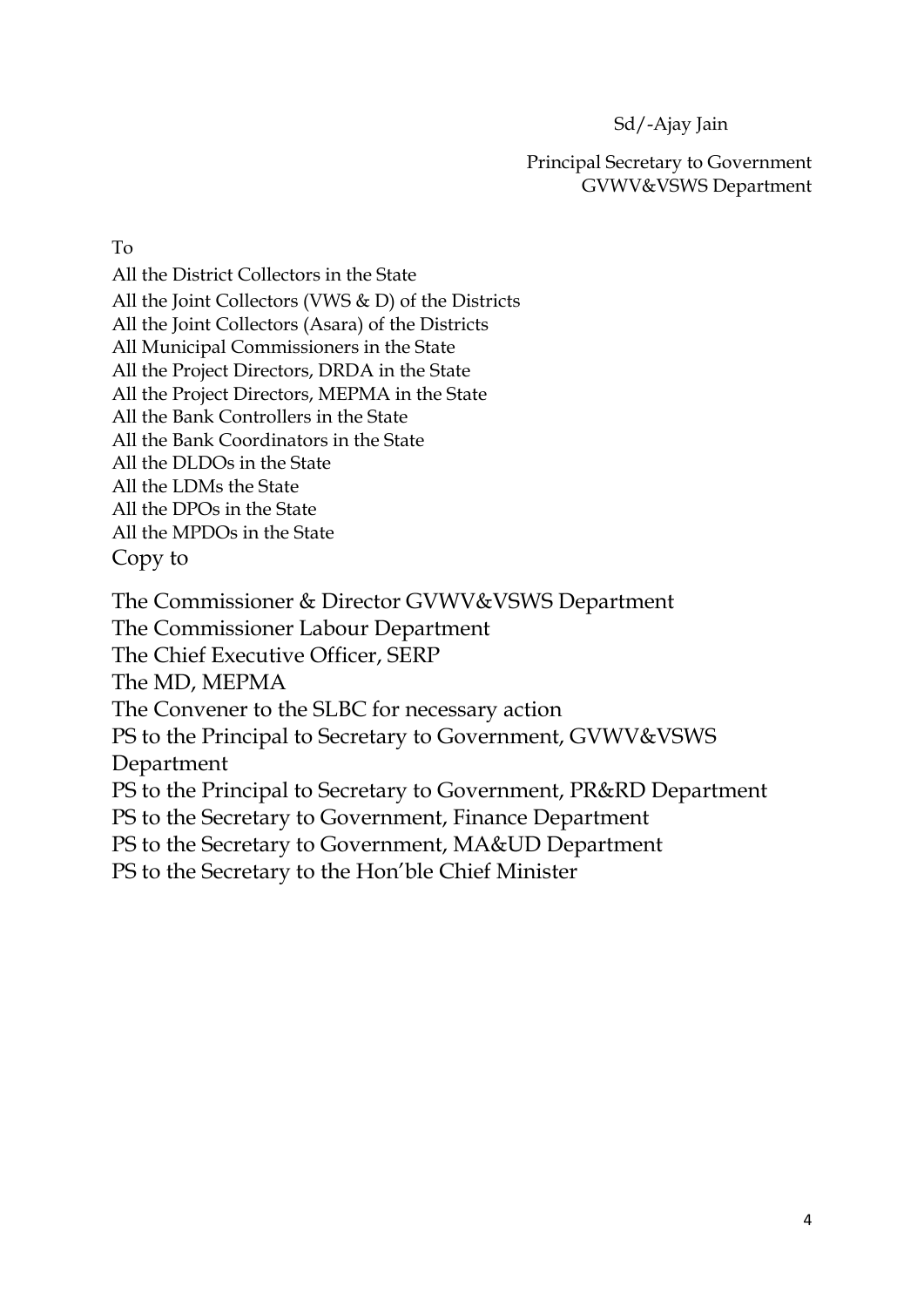Sd/-Ajay Jain

Principal Secretary to Government
GVWV&VSWS Department

To

All the District Collectors in the State
All the Joint Collectors (VWS & D) of the Districts
All the Joint Collectors (Asara) of the Districts
All Municipal Commissioners in the State
All the Project Directors, DRDA in the State
All the Project Directors, MEPMA in the State
All the Bank Controllers in the State
All the Bank Coordinators in the State
All the DLDOs in the State
All the LDMs the State
All the DPOs in the State
All the MPDOs in the State

Copy to

The Commissioner & Director GVWV&VSWS Department
The Commissioner Labour Department
The Chief Executive Officer, SERP
The MD, MEPMA
The Convener to the SLBC for necessary action
PS to the Principal to Secretary to Government, GVWV&VSWS Department
PS to the Principal to Secretary to Government, PR&RD Department
PS to the Secretary to Government, Finance Department
PS to the Secretary to Government, MA&UD Department
PS to the Secretary to the Hon'ble Chief Minister